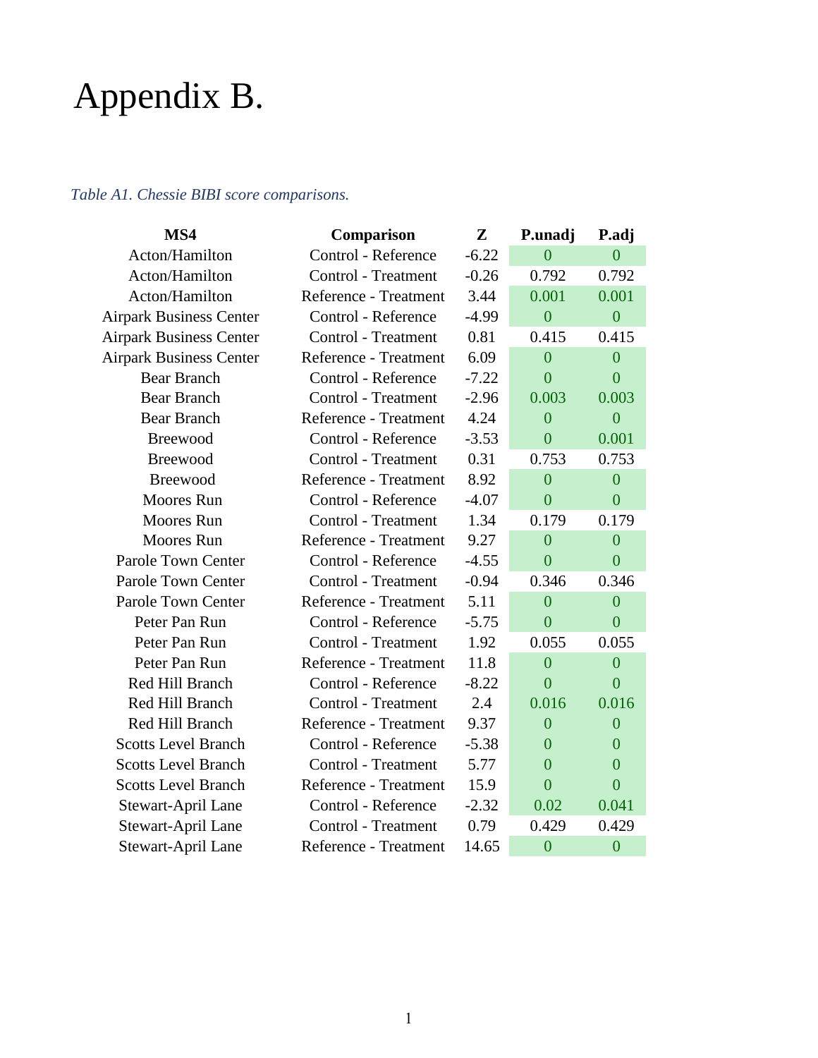# Appendix B.

*Table A1. Chessie BIBI score comparisons.*

| MS4 | Comparison | Z | P.unadj | P.adj |
|---|---|---|---|---|
| Acton/Hamilton | Control - Reference | -6.22 | 0 | 0 |
| Acton/Hamilton | Control - Treatment | -0.26 | 0.792 | 0.792 |
| Acton/Hamilton | Reference - Treatment | 3.44 | 0.001 | 0.001 |
| Airpark Business Center | Control - Reference | -4.99 | 0 | 0 |
| Airpark Business Center | Control - Treatment | 0.81 | 0.415 | 0.415 |
| Airpark Business Center | Reference - Treatment | 6.09 | 0 | 0 |
| Bear Branch | Control - Reference | -7.22 | 0 | 0 |
| Bear Branch | Control - Treatment | -2.96 | 0.003 | 0.003 |
| Bear Branch | Reference - Treatment | 4.24 | 0 | 0 |
| Breewood | Control - Reference | -3.53 | 0 | 0.001 |
| Breewood | Control - Treatment | 0.31 | 0.753 | 0.753 |
| Breewood | Reference - Treatment | 8.92 | 0 | 0 |
| Moores Run | Control - Reference | -4.07 | 0 | 0 |
| Moores Run | Control - Treatment | 1.34 | 0.179 | 0.179 |
| Moores Run | Reference - Treatment | 9.27 | 0 | 0 |
| Parole Town Center | Control - Reference | -4.55 | 0 | 0 |
| Parole Town Center | Control - Treatment | -0.94 | 0.346 | 0.346 |
| Parole Town Center | Reference - Treatment | 5.11 | 0 | 0 |
| Peter Pan Run | Control - Reference | -5.75 | 0 | 0 |
| Peter Pan Run | Control - Treatment | 1.92 | 0.055 | 0.055 |
| Peter Pan Run | Reference - Treatment | 11.8 | 0 | 0 |
| Red Hill Branch | Control - Reference | -8.22 | 0 | 0 |
| Red Hill Branch | Control - Treatment | 2.4 | 0.016 | 0.016 |
| Red Hill Branch | Reference - Treatment | 9.37 | 0 | 0 |
| Scotts Level Branch | Control - Reference | -5.38 | 0 | 0 |
| Scotts Level Branch | Control - Treatment | 5.77 | 0 | 0 |
| Scotts Level Branch | Reference - Treatment | 15.9 | 0 | 0 |
| Stewart-April Lane | Control - Reference | -2.32 | 0.02 | 0.041 |
| Stewart-April Lane | Control - Treatment | 0.79 | 0.429 | 0.429 |
| Stewart-April Lane | Reference - Treatment | 14.65 | 0 | 0 |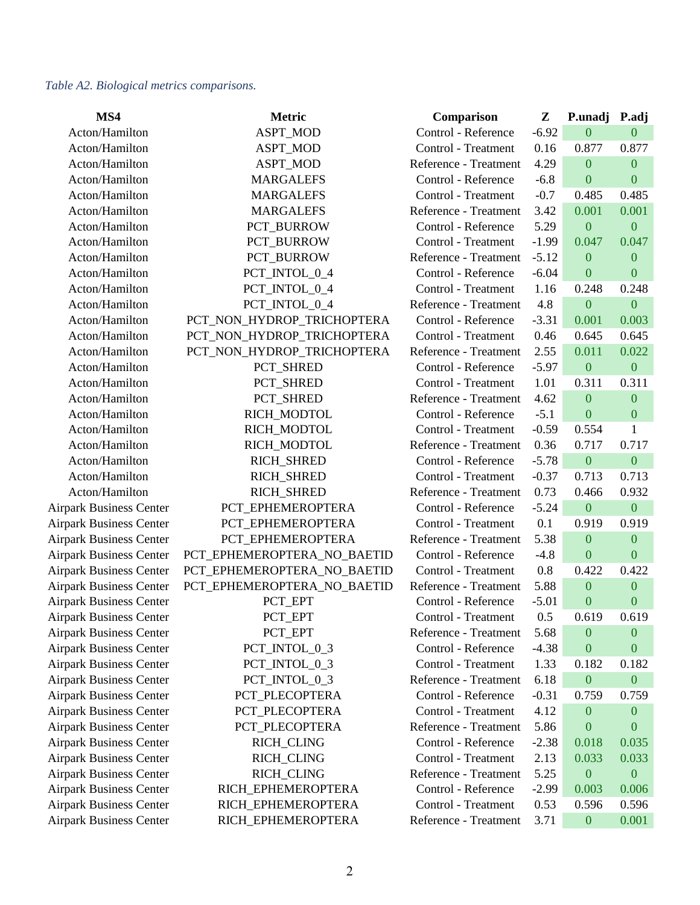*Table A2. Biological metrics comparisons.*

| MS4 | Metric | Comparison | Z | P.unadj | P.adj |
|---|---|---|---|---|---|
| Acton/Hamilton | ASPT_MOD | Control - Reference | -6.92 | 0 | 0 |
| Acton/Hamilton | ASPT_MOD | Control - Treatment | 0.16 | 0.877 | 0.877 |
| Acton/Hamilton | ASPT_MOD | Reference - Treatment | 4.29 | 0 | 0 |
| Acton/Hamilton | MARGALEFS | Control - Reference | -6.8 | 0 | 0 |
| Acton/Hamilton | MARGALEFS | Control - Treatment | -0.7 | 0.485 | 0.485 |
| Acton/Hamilton | MARGALEFS | Reference - Treatment | 3.42 | 0.001 | 0.001 |
| Acton/Hamilton | PCT_BURROW | Control - Reference | 5.29 | 0 | 0 |
| Acton/Hamilton | PCT_BURROW | Control - Treatment | -1.99 | 0.047 | 0.047 |
| Acton/Hamilton | PCT_BURROW | Reference - Treatment | -5.12 | 0 | 0 |
| Acton/Hamilton | PCT_INTOL_0_4 | Control - Reference | -6.04 | 0 | 0 |
| Acton/Hamilton | PCT_INTOL_0_4 | Control - Treatment | 1.16 | 0.248 | 0.248 |
| Acton/Hamilton | PCT_INTOL_0_4 | Reference - Treatment | 4.8 | 0 | 0 |
| Acton/Hamilton | PCT_NON_HYDROP_TRICHOPTERA | Control - Reference | -3.31 | 0.001 | 0.003 |
| Acton/Hamilton | PCT_NON_HYDROP_TRICHOPTERA | Control - Treatment | 0.46 | 0.645 | 0.645 |
| Acton/Hamilton | PCT_NON_HYDROP_TRICHOPTERA | Reference - Treatment | 2.55 | 0.011 | 0.022 |
| Acton/Hamilton | PCT_SHRED | Control - Reference | -5.97 | 0 | 0 |
| Acton/Hamilton | PCT_SHRED | Control - Treatment | 1.01 | 0.311 | 0.311 |
| Acton/Hamilton | PCT_SHRED | Reference - Treatment | 4.62 | 0 | 0 |
| Acton/Hamilton | RICH_MODTOL | Control - Reference | -5.1 | 0 | 0 |
| Acton/Hamilton | RICH_MODTOL | Control - Treatment | -0.59 | 0.554 | 1 |
| Acton/Hamilton | RICH_MODTOL | Reference - Treatment | 0.36 | 0.717 | 0.717 |
| Acton/Hamilton | RICH_SHRED | Control - Reference | -5.78 | 0 | 0 |
| Acton/Hamilton | RICH_SHRED | Control - Treatment | -0.37 | 0.713 | 0.713 |
| Acton/Hamilton | RICH_SHRED | Reference - Treatment | 0.73 | 0.466 | 0.932 |
| Airpark Business Center | PCT_EPHEMEROPTERA | Control - Reference | -5.24 | 0 | 0 |
| Airpark Business Center | PCT_EPHEMEROPTERA | Control - Treatment | 0.1 | 0.919 | 0.919 |
| Airpark Business Center | PCT_EPHEMEROPTERA | Reference - Treatment | 5.38 | 0 | 0 |
| Airpark Business Center | PCT_EPHEMEROPTERA_NO_BAETID | Control - Reference | -4.8 | 0 | 0 |
| Airpark Business Center | PCT_EPHEMEROPTERA_NO_BAETID | Control - Treatment | 0.8 | 0.422 | 0.422 |
| Airpark Business Center | PCT_EPHEMEROPTERA_NO_BAETID | Reference - Treatment | 5.88 | 0 | 0 |
| Airpark Business Center | PCT_EPT | Control - Reference | -5.01 | 0 | 0 |
| Airpark Business Center | PCT_EPT | Control - Treatment | 0.5 | 0.619 | 0.619 |
| Airpark Business Center | PCT_EPT | Reference - Treatment | 5.68 | 0 | 0 |
| Airpark Business Center | PCT_INTOL_0_3 | Control - Reference | -4.38 | 0 | 0 |
| Airpark Business Center | PCT_INTOL_0_3 | Control - Treatment | 1.33 | 0.182 | 0.182 |
| Airpark Business Center | PCT_INTOL_0_3 | Reference - Treatment | 6.18 | 0 | 0 |
| Airpark Business Center | PCT_PLECOPTERA | Control - Reference | -0.31 | 0.759 | 0.759 |
| Airpark Business Center | PCT_PLECOPTERA | Control - Treatment | 4.12 | 0 | 0 |
| Airpark Business Center | PCT_PLECOPTERA | Reference - Treatment | 5.86 | 0 | 0 |
| Airpark Business Center | RICH_CLING | Control - Reference | -2.38 | 0.018 | 0.035 |
| Airpark Business Center | RICH_CLING | Control - Treatment | 2.13 | 0.033 | 0.033 |
| Airpark Business Center | RICH_CLING | Reference - Treatment | 5.25 | 0 | 0 |
| Airpark Business Center | RICH_EPHEMEROPTERA | Control - Reference | -2.99 | 0.003 | 0.006 |
| Airpark Business Center | RICH_EPHEMEROPTERA | Control - Treatment | 0.53 | 0.596 | 0.596 |
| Airpark Business Center | RICH_EPHEMEROPTERA | Reference - Treatment | 3.71 | 0 | 0.001 |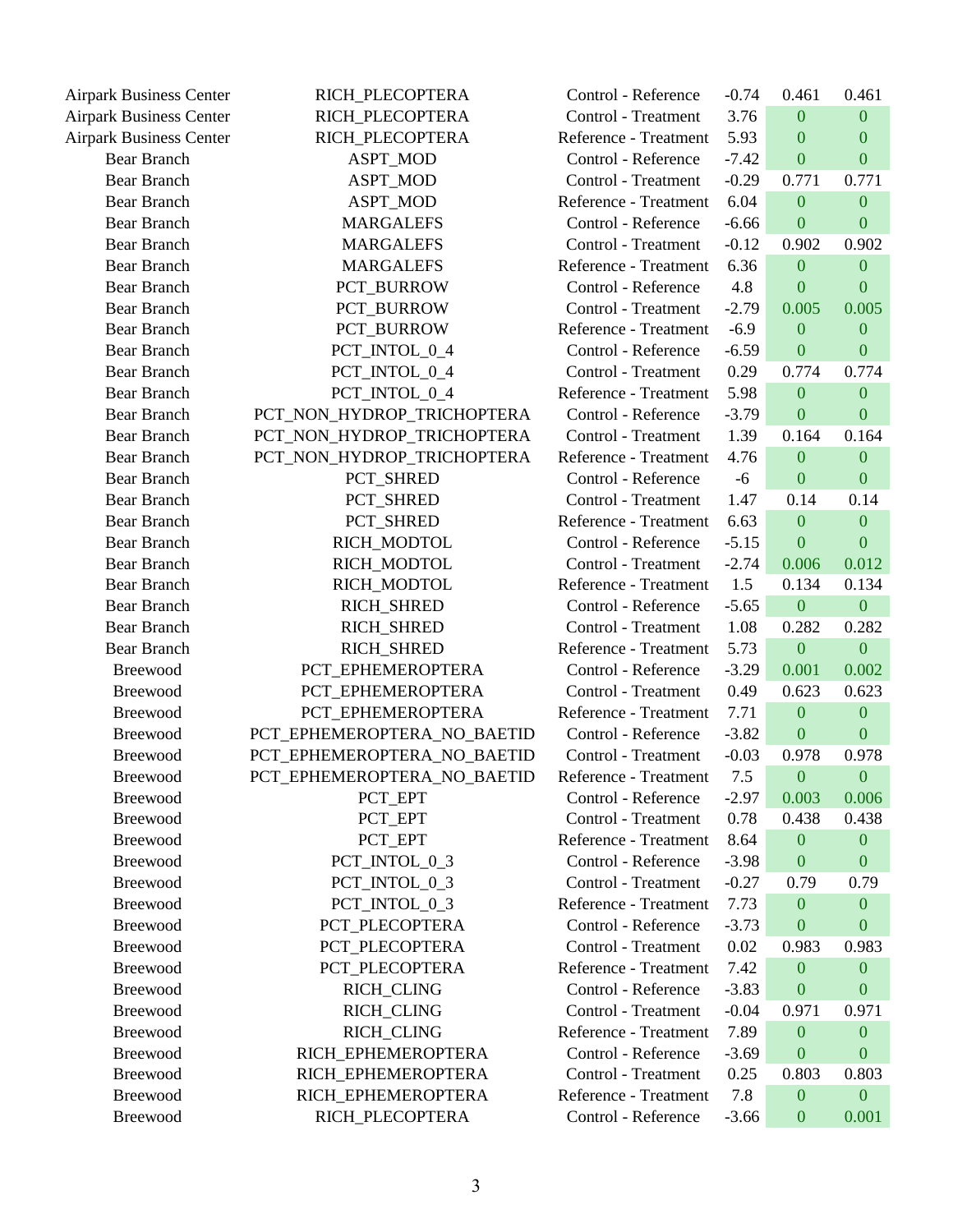| | | | | | |
|---|---|---|---|---|---|
| Airpark Business Center | RICH_PLECOPTERA | Control - Reference | -0.74 | 0.461 | 0.461 |
| Airpark Business Center | RICH_PLECOPTERA | Control - Treatment | 3.76 | 0 | 0 |
| Airpark Business Center | RICH_PLECOPTERA | Reference - Treatment | 5.93 | 0 | 0 |
| Bear Branch | ASPT_MOD | Control - Reference | -7.42 | 0 | 0 |
| Bear Branch | ASPT_MOD | Control - Treatment | -0.29 | 0.771 | 0.771 |
| Bear Branch | ASPT_MOD | Reference - Treatment | 6.04 | 0 | 0 |
| Bear Branch | MARGALEFS | Control - Reference | -6.66 | 0 | 0 |
| Bear Branch | MARGALEFS | Control - Treatment | -0.12 | 0.902 | 0.902 |
| Bear Branch | MARGALEFS | Reference - Treatment | 6.36 | 0 | 0 |
| Bear Branch | PCT_BURROW | Control - Reference | 4.8 | 0 | 0 |
| Bear Branch | PCT_BURROW | Control - Treatment | -2.79 | 0.005 | 0.005 |
| Bear Branch | PCT_BURROW | Reference - Treatment | -6.9 | 0 | 0 |
| Bear Branch | PCT_INTOL_0_4 | Control - Reference | -6.59 | 0 | 0 |
| Bear Branch | PCT_INTOL_0_4 | Control - Treatment | 0.29 | 0.774 | 0.774 |
| Bear Branch | PCT_INTOL_0_4 | Reference - Treatment | 5.98 | 0 | 0 |
| Bear Branch | PCT_NON_HYDROP_TRICHOPTERA | Control - Reference | -3.79 | 0 | 0 |
| Bear Branch | PCT_NON_HYDROP_TRICHOPTERA | Control - Treatment | 1.39 | 0.164 | 0.164 |
| Bear Branch | PCT_NON_HYDROP_TRICHOPTERA | Reference - Treatment | 4.76 | 0 | 0 |
| Bear Branch | PCT_SHRED | Control - Reference | -6 | 0 | 0 |
| Bear Branch | PCT_SHRED | Control - Treatment | 1.47 | 0.14 | 0.14 |
| Bear Branch | PCT_SHRED | Reference - Treatment | 6.63 | 0 | 0 |
| Bear Branch | RICH_MODTOL | Control - Reference | -5.15 | 0 | 0 |
| Bear Branch | RICH_MODTOL | Control - Treatment | -2.74 | 0.006 | 0.012 |
| Bear Branch | RICH_MODTOL | Reference - Treatment | 1.5 | 0.134 | 0.134 |
| Bear Branch | RICH_SHRED | Control - Reference | -5.65 | 0 | 0 |
| Bear Branch | RICH_SHRED | Control - Treatment | 1.08 | 0.282 | 0.282 |
| Bear Branch | RICH_SHRED | Reference - Treatment | 5.73 | 0 | 0 |
| Breewood | PCT_EPHEMEROPTERA | Control - Reference | -3.29 | 0.001 | 0.002 |
| Breewood | PCT_EPHEMEROPTERA | Control - Treatment | 0.49 | 0.623 | 0.623 |
| Breewood | PCT_EPHEMEROPTERA | Reference - Treatment | 7.71 | 0 | 0 |
| Breewood | PCT_EPHEMEROPTERA_NO_BAETID | Control - Reference | -3.82 | 0 | 0 |
| Breewood | PCT_EPHEMEROPTERA_NO_BAETID | Control - Treatment | -0.03 | 0.978 | 0.978 |
| Breewood | PCT_EPHEMEROPTERA_NO_BAETID | Reference - Treatment | 7.5 | 0 | 0 |
| Breewood | PCT_EPT | Control - Reference | -2.97 | 0.003 | 0.006 |
| Breewood | PCT_EPT | Control - Treatment | 0.78 | 0.438 | 0.438 |
| Breewood | PCT_EPT | Reference - Treatment | 8.64 | 0 | 0 |
| Breewood | PCT_INTOL_0_3 | Control - Reference | -3.98 | 0 | 0 |
| Breewood | PCT_INTOL_0_3 | Control - Treatment | -0.27 | 0.79 | 0.79 |
| Breewood | PCT_INTOL_0_3 | Reference - Treatment | 7.73 | 0 | 0 |
| Breewood | PCT_PLECOPTERA | Control - Reference | -3.73 | 0 | 0 |
| Breewood | PCT_PLECOPTERA | Control - Treatment | 0.02 | 0.983 | 0.983 |
| Breewood | PCT_PLECOPTERA | Reference - Treatment | 7.42 | 0 | 0 |
| Breewood | RICH_CLING | Control - Reference | -3.83 | 0 | 0 |
| Breewood | RICH_CLING | Control - Treatment | -0.04 | 0.971 | 0.971 |
| Breewood | RICH_CLING | Reference - Treatment | 7.89 | 0 | 0 |
| Breewood | RICH_EPHEMEROPTERA | Control - Reference | -3.69 | 0 | 0 |
| Breewood | RICH_EPHEMEROPTERA | Control - Treatment | 0.25 | 0.803 | 0.803 |
| Breewood | RICH_EPHEMEROPTERA | Reference - Treatment | 7.8 | 0 | 0 |
| Breewood | RICH_PLECOPTERA | Control - Reference | -3.66 | 0 | 0.001 |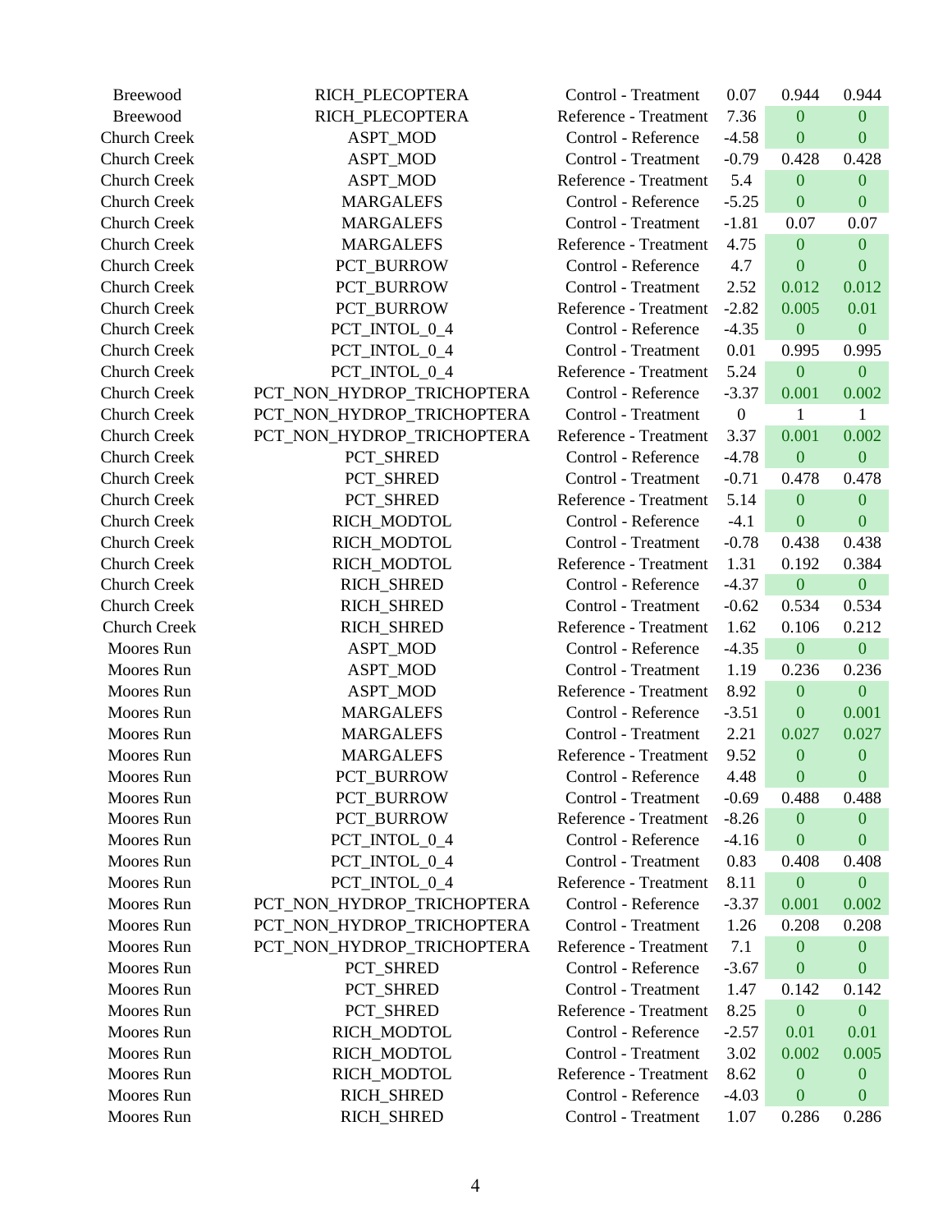| | | | | | |
|---|---|---|---|---|---|
| Breewood | RICH_PLECOPTERA | Control - Treatment | 0.07 | 0.944 | 0.944 |
| Breewood | RICH_PLECOPTERA | Reference - Treatment | 7.36 | 0 | 0 |
| Church Creek | ASPT_MOD | Control - Reference | -4.58 | 0 | 0 |
| Church Creek | ASPT_MOD | Control - Treatment | -0.79 | 0.428 | 0.428 |
| Church Creek | ASPT_MOD | Reference - Treatment | 5.4 | 0 | 0 |
| Church Creek | MARGALEFS | Control - Reference | -5.25 | 0 | 0 |
| Church Creek | MARGALEFS | Control - Treatment | -1.81 | 0.07 | 0.07 |
| Church Creek | MARGALEFS | Reference - Treatment | 4.75 | 0 | 0 |
| Church Creek | PCT_BURROW | Control - Reference | 4.7 | 0 | 0 |
| Church Creek | PCT_BURROW | Control - Treatment | 2.52 | 0.012 | 0.012 |
| Church Creek | PCT_BURROW | Reference - Treatment | -2.82 | 0.005 | 0.01 |
| Church Creek | PCT_INTOL_0_4 | Control - Reference | -4.35 | 0 | 0 |
| Church Creek | PCT_INTOL_0_4 | Control - Treatment | 0.01 | 0.995 | 0.995 |
| Church Creek | PCT_INTOL_0_4 | Reference - Treatment | 5.24 | 0 | 0 |
| Church Creek | PCT_NON_HYDROP_TRICHOPTERA | Control - Reference | -3.37 | 0.001 | 0.002 |
| Church Creek | PCT_NON_HYDROP_TRICHOPTERA | Control - Treatment | 0 | 1 | 1 |
| Church Creek | PCT_NON_HYDROP_TRICHOPTERA | Reference - Treatment | 3.37 | 0.001 | 0.002 |
| Church Creek | PCT_SHRED | Control - Reference | -4.78 | 0 | 0 |
| Church Creek | PCT_SHRED | Control - Treatment | -0.71 | 0.478 | 0.478 |
| Church Creek | PCT_SHRED | Reference - Treatment | 5.14 | 0 | 0 |
| Church Creek | RICH_MODTOL | Control - Reference | -4.1 | 0 | 0 |
| Church Creek | RICH_MODTOL | Control - Treatment | -0.78 | 0.438 | 0.438 |
| Church Creek | RICH_MODTOL | Reference - Treatment | 1.31 | 0.192 | 0.384 |
| Church Creek | RICH_SHRED | Control - Reference | -4.37 | 0 | 0 |
| Church Creek | RICH_SHRED | Control - Treatment | -0.62 | 0.534 | 0.534 |
| Church Creek | RICH_SHRED | Reference - Treatment | 1.62 | 0.106 | 0.212 |
| Moores Run | ASPT_MOD | Control - Reference | -4.35 | 0 | 0 |
| Moores Run | ASPT_MOD | Control - Treatment | 1.19 | 0.236 | 0.236 |
| Moores Run | ASPT_MOD | Reference - Treatment | 8.92 | 0 | 0 |
| Moores Run | MARGALEFS | Control - Reference | -3.51 | 0 | 0.001 |
| Moores Run | MARGALEFS | Control - Treatment | 2.21 | 0.027 | 0.027 |
| Moores Run | MARGALEFS | Reference - Treatment | 9.52 | 0 | 0 |
| Moores Run | PCT_BURROW | Control - Reference | 4.48 | 0 | 0 |
| Moores Run | PCT_BURROW | Control - Treatment | -0.69 | 0.488 | 0.488 |
| Moores Run | PCT_BURROW | Reference - Treatment | -8.26 | 0 | 0 |
| Moores Run | PCT_INTOL_0_4 | Control - Reference | -4.16 | 0 | 0 |
| Moores Run | PCT_INTOL_0_4 | Control - Treatment | 0.83 | 0.408 | 0.408 |
| Moores Run | PCT_INTOL_0_4 | Reference - Treatment | 8.11 | 0 | 0 |
| Moores Run | PCT_NON_HYDROP_TRICHOPTERA | Control - Reference | -3.37 | 0.001 | 0.002 |
| Moores Run | PCT_NON_HYDROP_TRICHOPTERA | Control - Treatment | 1.26 | 0.208 | 0.208 |
| Moores Run | PCT_NON_HYDROP_TRICHOPTERA | Reference - Treatment | 7.1 | 0 | 0 |
| Moores Run | PCT_SHRED | Control - Reference | -3.67 | 0 | 0 |
| Moores Run | PCT_SHRED | Control - Treatment | 1.47 | 0.142 | 0.142 |
| Moores Run | PCT_SHRED | Reference - Treatment | 8.25 | 0 | 0 |
| Moores Run | RICH_MODTOL | Control - Reference | -2.57 | 0.01 | 0.01 |
| Moores Run | RICH_MODTOL | Control - Treatment | 3.02 | 0.002 | 0.005 |
| Moores Run | RICH_MODTOL | Reference - Treatment | 8.62 | 0 | 0 |
| Moores Run | RICH_SHRED | Control - Reference | -4.03 | 0 | 0 |
| Moores Run | RICH_SHRED | Control - Treatment | 1.07 | 0.286 | 0.286 |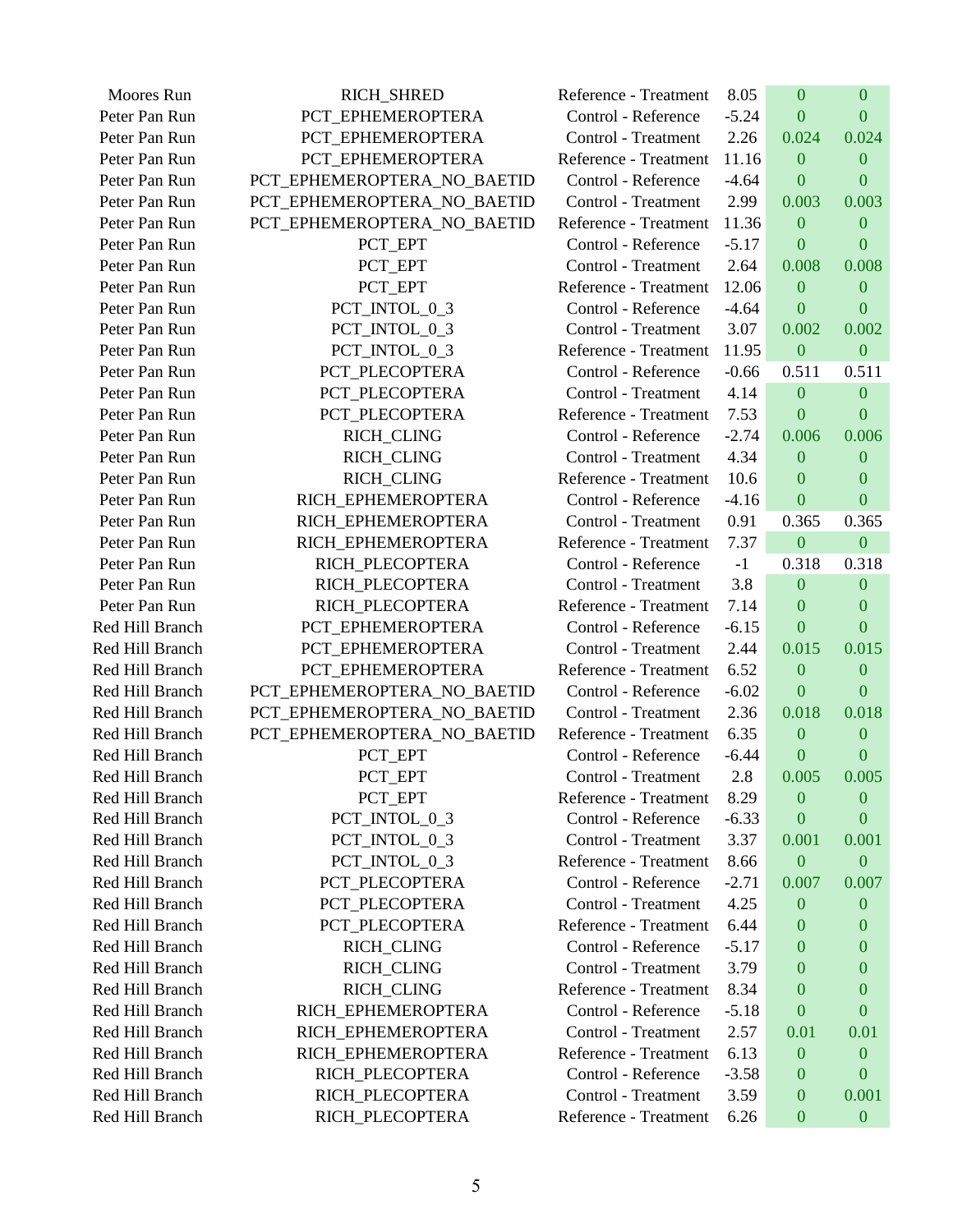| | | | | | |
|---|---|---|---|---|---|
| Moores Run | RICH_SHRED | Reference - Treatment | 8.05 | 0 | 0 |
| Peter Pan Run | PCT_EPHEMEROPTERA | Control - Reference | -5.24 | 0 | 0 |
| Peter Pan Run | PCT_EPHEMEROPTERA | Control - Treatment | 2.26 | 0.024 | 0.024 |
| Peter Pan Run | PCT_EPHEMEROPTERA | Reference - Treatment | 11.16 | 0 | 0 |
| Peter Pan Run | PCT_EPHEMEROPTERA_NO_BAETID | Control - Reference | -4.64 | 0 | 0 |
| Peter Pan Run | PCT_EPHEMEROPTERA_NO_BAETID | Control - Treatment | 2.99 | 0.003 | 0.003 |
| Peter Pan Run | PCT_EPHEMEROPTERA_NO_BAETID | Reference - Treatment | 11.36 | 0 | 0 |
| Peter Pan Run | PCT_EPT | Control - Reference | -5.17 | 0 | 0 |
| Peter Pan Run | PCT_EPT | Control - Treatment | 2.64 | 0.008 | 0.008 |
| Peter Pan Run | PCT_EPT | Reference - Treatment | 12.06 | 0 | 0 |
| Peter Pan Run | PCT_INTOL_0_3 | Control - Reference | -4.64 | 0 | 0 |
| Peter Pan Run | PCT_INTOL_0_3 | Control - Treatment | 3.07 | 0.002 | 0.002 |
| Peter Pan Run | PCT_INTOL_0_3 | Reference - Treatment | 11.95 | 0 | 0 |
| Peter Pan Run | PCT_PLECOPTERA | Control - Reference | -0.66 | 0.511 | 0.511 |
| Peter Pan Run | PCT_PLECOPTERA | Control - Treatment | 4.14 | 0 | 0 |
| Peter Pan Run | PCT_PLECOPTERA | Reference - Treatment | 7.53 | 0 | 0 |
| Peter Pan Run | RICH_CLING | Control - Reference | -2.74 | 0.006 | 0.006 |
| Peter Pan Run | RICH_CLING | Control - Treatment | 4.34 | 0 | 0 |
| Peter Pan Run | RICH_CLING | Reference - Treatment | 10.6 | 0 | 0 |
| Peter Pan Run | RICH_EPHEMEROPTERA | Control - Reference | -4.16 | 0 | 0 |
| Peter Pan Run | RICH_EPHEMEROPTERA | Control - Treatment | 0.91 | 0.365 | 0.365 |
| Peter Pan Run | RICH_EPHEMEROPTERA | Reference - Treatment | 7.37 | 0 | 0 |
| Peter Pan Run | RICH_PLECOPTERA | Control - Reference | -1 | 0.318 | 0.318 |
| Peter Pan Run | RICH_PLECOPTERA | Control - Treatment | 3.8 | 0 | 0 |
| Peter Pan Run | RICH_PLECOPTERA | Reference - Treatment | 7.14 | 0 | 0 |
| Red Hill Branch | PCT_EPHEMEROPTERA | Control - Reference | -6.15 | 0 | 0 |
| Red Hill Branch | PCT_EPHEMEROPTERA | Control - Treatment | 2.44 | 0.015 | 0.015 |
| Red Hill Branch | PCT_EPHEMEROPTERA | Reference - Treatment | 6.52 | 0 | 0 |
| Red Hill Branch | PCT_EPHEMEROPTERA_NO_BAETID | Control - Reference | -6.02 | 0 | 0 |
| Red Hill Branch | PCT_EPHEMEROPTERA_NO_BAETID | Control - Treatment | 2.36 | 0.018 | 0.018 |
| Red Hill Branch | PCT_EPHEMEROPTERA_NO_BAETID | Reference - Treatment | 6.35 | 0 | 0 |
| Red Hill Branch | PCT_EPT | Control - Reference | -6.44 | 0 | 0 |
| Red Hill Branch | PCT_EPT | Control - Treatment | 2.8 | 0.005 | 0.005 |
| Red Hill Branch | PCT_EPT | Reference - Treatment | 8.29 | 0 | 0 |
| Red Hill Branch | PCT_INTOL_0_3 | Control - Reference | -6.33 | 0 | 0 |
| Red Hill Branch | PCT_INTOL_0_3 | Control - Treatment | 3.37 | 0.001 | 0.001 |
| Red Hill Branch | PCT_INTOL_0_3 | Reference - Treatment | 8.66 | 0 | 0 |
| Red Hill Branch | PCT_PLECOPTERA | Control - Reference | -2.71 | 0.007 | 0.007 |
| Red Hill Branch | PCT_PLECOPTERA | Control - Treatment | 4.25 | 0 | 0 |
| Red Hill Branch | PCT_PLECOPTERA | Reference - Treatment | 6.44 | 0 | 0 |
| Red Hill Branch | RICH_CLING | Control - Reference | -5.17 | 0 | 0 |
| Red Hill Branch | RICH_CLING | Control - Treatment | 3.79 | 0 | 0 |
| Red Hill Branch | RICH_CLING | Reference - Treatment | 8.34 | 0 | 0 |
| Red Hill Branch | RICH_EPHEMEROPTERA | Control - Reference | -5.18 | 0 | 0 |
| Red Hill Branch | RICH_EPHEMEROPTERA | Control - Treatment | 2.57 | 0.01 | 0.01 |
| Red Hill Branch | RICH_EPHEMEROPTERA | Reference - Treatment | 6.13 | 0 | 0 |
| Red Hill Branch | RICH_PLECOPTERA | Control - Reference | -3.58 | 0 | 0 |
| Red Hill Branch | RICH_PLECOPTERA | Control - Treatment | 3.59 | 0 | 0.001 |
| Red Hill Branch | RICH_PLECOPTERA | Reference - Treatment | 6.26 | 0 | 0 |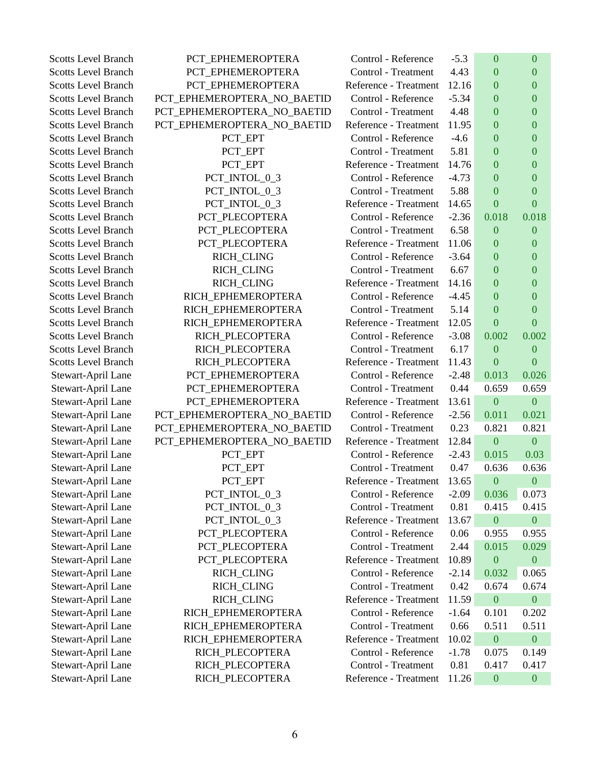| | | | | | |
|---|---|---|---|---|---|
| Scotts Level Branch | PCT_EPHEMEROPTERA | Control - Reference | -5.3 | 0 | 0 |
| Scotts Level Branch | PCT_EPHEMEROPTERA | Control - Treatment | 4.43 | 0 | 0 |
| Scotts Level Branch | PCT_EPHEMEROPTERA | Reference - Treatment | 12.16 | 0 | 0 |
| Scotts Level Branch | PCT_EPHEMEROPTERA_NO_BAETID | Control - Reference | -5.34 | 0 | 0 |
| Scotts Level Branch | PCT_EPHEMEROPTERA_NO_BAETID | Control - Treatment | 4.48 | 0 | 0 |
| Scotts Level Branch | PCT_EPHEMEROPTERA_NO_BAETID | Reference - Treatment | 11.95 | 0 | 0 |
| Scotts Level Branch | PCT_EPT | Control - Reference | -4.6 | 0 | 0 |
| Scotts Level Branch | PCT_EPT | Control - Treatment | 5.81 | 0 | 0 |
| Scotts Level Branch | PCT_EPT | Reference - Treatment | 14.76 | 0 | 0 |
| Scotts Level Branch | PCT_INTOL_0_3 | Control - Reference | -4.73 | 0 | 0 |
| Scotts Level Branch | PCT_INTOL_0_3 | Control - Treatment | 5.88 | 0 | 0 |
| Scotts Level Branch | PCT_INTOL_0_3 | Reference - Treatment | 14.65 | 0 | 0 |
| Scotts Level Branch | PCT_PLECOPTERA | Control - Reference | -2.36 | 0.018 | 0.018 |
| Scotts Level Branch | PCT_PLECOPTERA | Control - Treatment | 6.58 | 0 | 0 |
| Scotts Level Branch | PCT_PLECOPTERA | Reference - Treatment | 11.06 | 0 | 0 |
| Scotts Level Branch | RICH_CLING | Control - Reference | -3.64 | 0 | 0 |
| Scotts Level Branch | RICH_CLING | Control - Treatment | 6.67 | 0 | 0 |
| Scotts Level Branch | RICH_CLING | Reference - Treatment | 14.16 | 0 | 0 |
| Scotts Level Branch | RICH_EPHEMEROPTERA | Control - Reference | -4.45 | 0 | 0 |
| Scotts Level Branch | RICH_EPHEMEROPTERA | Control - Treatment | 5.14 | 0 | 0 |
| Scotts Level Branch | RICH_EPHEMEROPTERA | Reference - Treatment | 12.05 | 0 | 0 |
| Scotts Level Branch | RICH_PLECOPTERA | Control - Reference | -3.08 | 0.002 | 0.002 |
| Scotts Level Branch | RICH_PLECOPTERA | Control - Treatment | 6.17 | 0 | 0 |
| Scotts Level Branch | RICH_PLECOPTERA | Reference - Treatment | 11.43 | 0 | 0 |
| Stewart-April Lane | PCT_EPHEMEROPTERA | Control - Reference | -2.48 | 0.013 | 0.026 |
| Stewart-April Lane | PCT_EPHEMEROPTERA | Control - Treatment | 0.44 | 0.659 | 0.659 |
| Stewart-April Lane | PCT_EPHEMEROPTERA | Reference - Treatment | 13.61 | 0 | 0 |
| Stewart-April Lane | PCT_EPHEMEROPTERA_NO_BAETID | Control - Reference | -2.56 | 0.011 | 0.021 |
| Stewart-April Lane | PCT_EPHEMEROPTERA_NO_BAETID | Control - Treatment | 0.23 | 0.821 | 0.821 |
| Stewart-April Lane | PCT_EPHEMEROPTERA_NO_BAETID | Reference - Treatment | 12.84 | 0 | 0 |
| Stewart-April Lane | PCT_EPT | Control - Reference | -2.43 | 0.015 | 0.03 |
| Stewart-April Lane | PCT_EPT | Control - Treatment | 0.47 | 0.636 | 0.636 |
| Stewart-April Lane | PCT_EPT | Reference - Treatment | 13.65 | 0 | 0 |
| Stewart-April Lane | PCT_INTOL_0_3 | Control - Reference | -2.09 | 0.036 | 0.073 |
| Stewart-April Lane | PCT_INTOL_0_3 | Control - Treatment | 0.81 | 0.415 | 0.415 |
| Stewart-April Lane | PCT_INTOL_0_3 | Reference - Treatment | 13.67 | 0 | 0 |
| Stewart-April Lane | PCT_PLECOPTERA | Control - Reference | 0.06 | 0.955 | 0.955 |
| Stewart-April Lane | PCT_PLECOPTERA | Control - Treatment | 2.44 | 0.015 | 0.029 |
| Stewart-April Lane | PCT_PLECOPTERA | Reference - Treatment | 10.89 | 0 | 0 |
| Stewart-April Lane | RICH_CLING | Control - Reference | -2.14 | 0.032 | 0.065 |
| Stewart-April Lane | RICH_CLING | Control - Treatment | 0.42 | 0.674 | 0.674 |
| Stewart-April Lane | RICH_CLING | Reference - Treatment | 11.59 | 0 | 0 |
| Stewart-April Lane | RICH_EPHEMEROPTERA | Control - Reference | -1.64 | 0.101 | 0.202 |
| Stewart-April Lane | RICH_EPHEMEROPTERA | Control - Treatment | 0.66 | 0.511 | 0.511 |
| Stewart-April Lane | RICH_EPHEMEROPTERA | Reference - Treatment | 10.02 | 0 | 0 |
| Stewart-April Lane | RICH_PLECOPTERA | Control - Reference | -1.78 | 0.075 | 0.149 |
| Stewart-April Lane | RICH_PLECOPTERA | Control - Treatment | 0.81 | 0.417 | 0.417 |
| Stewart-April Lane | RICH_PLECOPTERA | Reference - Treatment | 11.26 | 0 | 0 |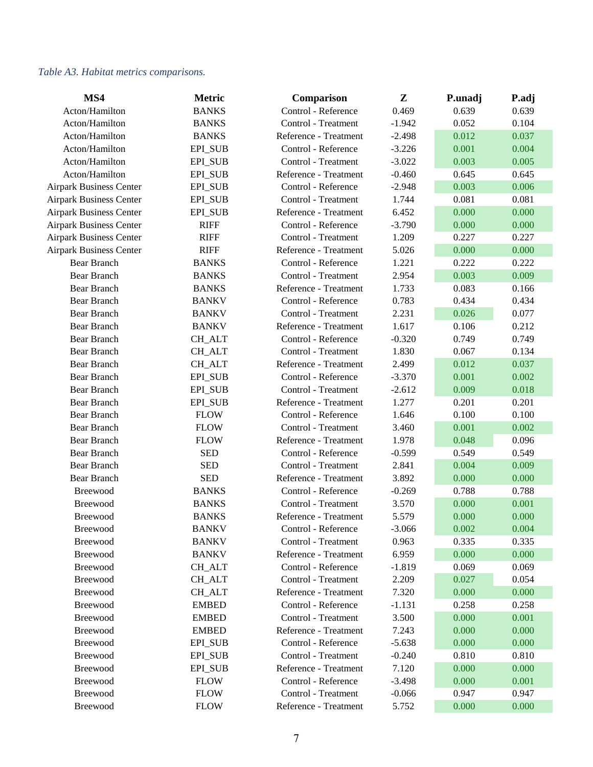*Table A3. Habitat metrics comparisons.*

| MS4 | Metric | Comparison | Z | P.unadj | P.adj |
|---|---|---|---|---|---|
| Acton/Hamilton | BANKS | Control - Reference | 0.469 | 0.639 | 0.639 |
| Acton/Hamilton | BANKS | Control - Treatment | -1.942 | 0.052 | 0.104 |
| Acton/Hamilton | BANKS | Reference - Treatment | -2.498 | 0.012 | 0.037 |
| Acton/Hamilton | EPI_SUB | Control - Reference | -3.226 | 0.001 | 0.004 |
| Acton/Hamilton | EPI_SUB | Control - Treatment | -3.022 | 0.003 | 0.005 |
| Acton/Hamilton | EPI_SUB | Reference - Treatment | -0.460 | 0.645 | 0.645 |
| Airpark Business Center | EPI_SUB | Control - Reference | -2.948 | 0.003 | 0.006 |
| Airpark Business Center | EPI_SUB | Control - Treatment | 1.744 | 0.081 | 0.081 |
| Airpark Business Center | EPI_SUB | Reference - Treatment | 6.452 | 0.000 | 0.000 |
| Airpark Business Center | RIFF | Control - Reference | -3.790 | 0.000 | 0.000 |
| Airpark Business Center | RIFF | Control - Treatment | 1.209 | 0.227 | 0.227 |
| Airpark Business Center | RIFF | Reference - Treatment | 5.026 | 0.000 | 0.000 |
| Bear Branch | BANKS | Control - Reference | 1.221 | 0.222 | 0.222 |
| Bear Branch | BANKS | Control - Treatment | 2.954 | 0.003 | 0.009 |
| Bear Branch | BANKS | Reference - Treatment | 1.733 | 0.083 | 0.166 |
| Bear Branch | BANKV | Control - Reference | 0.783 | 0.434 | 0.434 |
| Bear Branch | BANKV | Control - Treatment | 2.231 | 0.026 | 0.077 |
| Bear Branch | BANKV | Reference - Treatment | 1.617 | 0.106 | 0.212 |
| Bear Branch | CH_ALT | Control - Reference | -0.320 | 0.749 | 0.749 |
| Bear Branch | CH_ALT | Control - Treatment | 1.830 | 0.067 | 0.134 |
| Bear Branch | CH_ALT | Reference - Treatment | 2.499 | 0.012 | 0.037 |
| Bear Branch | EPI_SUB | Control - Reference | -3.370 | 0.001 | 0.002 |
| Bear Branch | EPI_SUB | Control - Treatment | -2.612 | 0.009 | 0.018 |
| Bear Branch | EPI_SUB | Reference - Treatment | 1.277 | 0.201 | 0.201 |
| Bear Branch | FLOW | Control - Reference | 1.646 | 0.100 | 0.100 |
| Bear Branch | FLOW | Control - Treatment | 3.460 | 0.001 | 0.002 |
| Bear Branch | FLOW | Reference - Treatment | 1.978 | 0.048 | 0.096 |
| Bear Branch | SED | Control - Reference | -0.599 | 0.549 | 0.549 |
| Bear Branch | SED | Control - Treatment | 2.841 | 0.004 | 0.009 |
| Bear Branch | SED | Reference - Treatment | 3.892 | 0.000 | 0.000 |
| Breewood | BANKS | Control - Reference | -0.269 | 0.788 | 0.788 |
| Breewood | BANKS | Control - Treatment | 3.570 | 0.000 | 0.001 |
| Breewood | BANKS | Reference - Treatment | 5.579 | 0.000 | 0.000 |
| Breewood | BANKV | Control - Reference | -3.066 | 0.002 | 0.004 |
| Breewood | BANKV | Control - Treatment | 0.963 | 0.335 | 0.335 |
| Breewood | BANKV | Reference - Treatment | 6.959 | 0.000 | 0.000 |
| Breewood | CH_ALT | Control - Reference | -1.819 | 0.069 | 0.069 |
| Breewood | CH_ALT | Control - Treatment | 2.209 | 0.027 | 0.054 |
| Breewood | CH_ALT | Reference - Treatment | 7.320 | 0.000 | 0.000 |
| Breewood | EMBED | Control - Reference | -1.131 | 0.258 | 0.258 |
| Breewood | EMBED | Control - Treatment | 3.500 | 0.000 | 0.001 |
| Breewood | EMBED | Reference - Treatment | 7.243 | 0.000 | 0.000 |
| Breewood | EPI_SUB | Control - Reference | -5.638 | 0.000 | 0.000 |
| Breewood | EPI_SUB | Control - Treatment | -0.240 | 0.810 | 0.810 |
| Breewood | EPI_SUB | Reference - Treatment | 7.120 | 0.000 | 0.000 |
| Breewood | FLOW | Control - Reference | -3.498 | 0.000 | 0.001 |
| Breewood | FLOW | Control - Treatment | -0.066 | 0.947 | 0.947 |
| Breewood | FLOW | Reference - Treatment | 5.752 | 0.000 | 0.000 |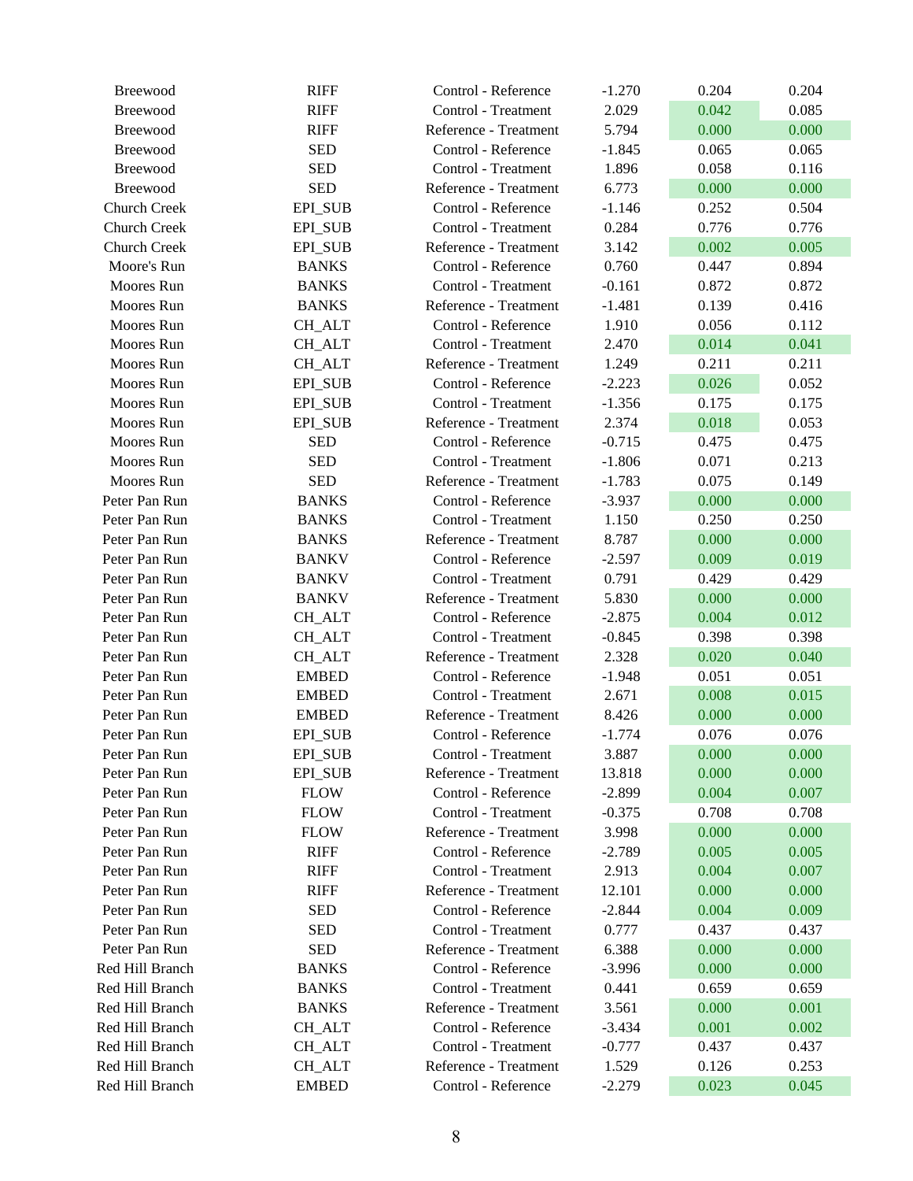| | | | | | |
|---|---|---|---|---|---|
| Breewood | RIFF | Control - Reference | -1.270 | 0.204 | 0.204 |
| Breewood | RIFF | Control - Treatment | 2.029 | 0.042 | 0.085 |
| Breewood | RIFF | Reference - Treatment | 5.794 | 0.000 | 0.000 |
| Breewood | SED | Control - Reference | -1.845 | 0.065 | 0.065 |
| Breewood | SED | Control - Treatment | 1.896 | 0.058 | 0.116 |
| Breewood | SED | Reference - Treatment | 6.773 | 0.000 | 0.000 |
| Church Creek | EPI_SUB | Control - Reference | -1.146 | 0.252 | 0.504 |
| Church Creek | EPI_SUB | Control - Treatment | 0.284 | 0.776 | 0.776 |
| Church Creek | EPI_SUB | Reference - Treatment | 3.142 | 0.002 | 0.005 |
| Moore's Run | BANKS | Control - Reference | 0.760 | 0.447 | 0.894 |
| Moores Run | BANKS | Control - Treatment | -0.161 | 0.872 | 0.872 |
| Moores Run | BANKS | Reference - Treatment | -1.481 | 0.139 | 0.416 |
| Moores Run | CH_ALT | Control - Reference | 1.910 | 0.056 | 0.112 |
| Moores Run | CH_ALT | Control - Treatment | 2.470 | 0.014 | 0.041 |
| Moores Run | CH_ALT | Reference - Treatment | 1.249 | 0.211 | 0.211 |
| Moores Run | EPI_SUB | Control - Reference | -2.223 | 0.026 | 0.052 |
| Moores Run | EPI_SUB | Control - Treatment | -1.356 | 0.175 | 0.175 |
| Moores Run | EPI_SUB | Reference - Treatment | 2.374 | 0.018 | 0.053 |
| Moores Run | SED | Control - Reference | -0.715 | 0.475 | 0.475 |
| Moores Run | SED | Control - Treatment | -1.806 | 0.071 | 0.213 |
| Moores Run | SED | Reference - Treatment | -1.783 | 0.075 | 0.149 |
| Peter Pan Run | BANKS | Control - Reference | -3.937 | 0.000 | 0.000 |
| Peter Pan Run | BANKS | Control - Treatment | 1.150 | 0.250 | 0.250 |
| Peter Pan Run | BANKS | Reference - Treatment | 8.787 | 0.000 | 0.000 |
| Peter Pan Run | BANKV | Control - Reference | -2.597 | 0.009 | 0.019 |
| Peter Pan Run | BANKV | Control - Treatment | 0.791 | 0.429 | 0.429 |
| Peter Pan Run | BANKV | Reference - Treatment | 5.830 | 0.000 | 0.000 |
| Peter Pan Run | CH_ALT | Control - Reference | -2.875 | 0.004 | 0.012 |
| Peter Pan Run | CH_ALT | Control - Treatment | -0.845 | 0.398 | 0.398 |
| Peter Pan Run | CH_ALT | Reference - Treatment | 2.328 | 0.020 | 0.040 |
| Peter Pan Run | EMBED | Control - Reference | -1.948 | 0.051 | 0.051 |
| Peter Pan Run | EMBED | Control - Treatment | 2.671 | 0.008 | 0.015 |
| Peter Pan Run | EMBED | Reference - Treatment | 8.426 | 0.000 | 0.000 |
| Peter Pan Run | EPI_SUB | Control - Reference | -1.774 | 0.076 | 0.076 |
| Peter Pan Run | EPI_SUB | Control - Treatment | 3.887 | 0.000 | 0.000 |
| Peter Pan Run | EPI_SUB | Reference - Treatment | 13.818 | 0.000 | 0.000 |
| Peter Pan Run | FLOW | Control - Reference | -2.899 | 0.004 | 0.007 |
| Peter Pan Run | FLOW | Control - Treatment | -0.375 | 0.708 | 0.708 |
| Peter Pan Run | FLOW | Reference - Treatment | 3.998 | 0.000 | 0.000 |
| Peter Pan Run | RIFF | Control - Reference | -2.789 | 0.005 | 0.005 |
| Peter Pan Run | RIFF | Control - Treatment | 2.913 | 0.004 | 0.007 |
| Peter Pan Run | RIFF | Reference - Treatment | 12.101 | 0.000 | 0.000 |
| Peter Pan Run | SED | Control - Reference | -2.844 | 0.004 | 0.009 |
| Peter Pan Run | SED | Control - Treatment | 0.777 | 0.437 | 0.437 |
| Peter Pan Run | SED | Reference - Treatment | 6.388 | 0.000 | 0.000 |
| Red Hill Branch | BANKS | Control - Reference | -3.996 | 0.000 | 0.000 |
| Red Hill Branch | BANKS | Control - Treatment | 0.441 | 0.659 | 0.659 |
| Red Hill Branch | BANKS | Reference - Treatment | 3.561 | 0.000 | 0.001 |
| Red Hill Branch | CH_ALT | Control - Reference | -3.434 | 0.001 | 0.002 |
| Red Hill Branch | CH_ALT | Control - Treatment | -0.777 | 0.437 | 0.437 |
| Red Hill Branch | CH_ALT | Reference - Treatment | 1.529 | 0.126 | 0.253 |
| Red Hill Branch | EMBED | Control - Reference | -2.279 | 0.023 | 0.045 |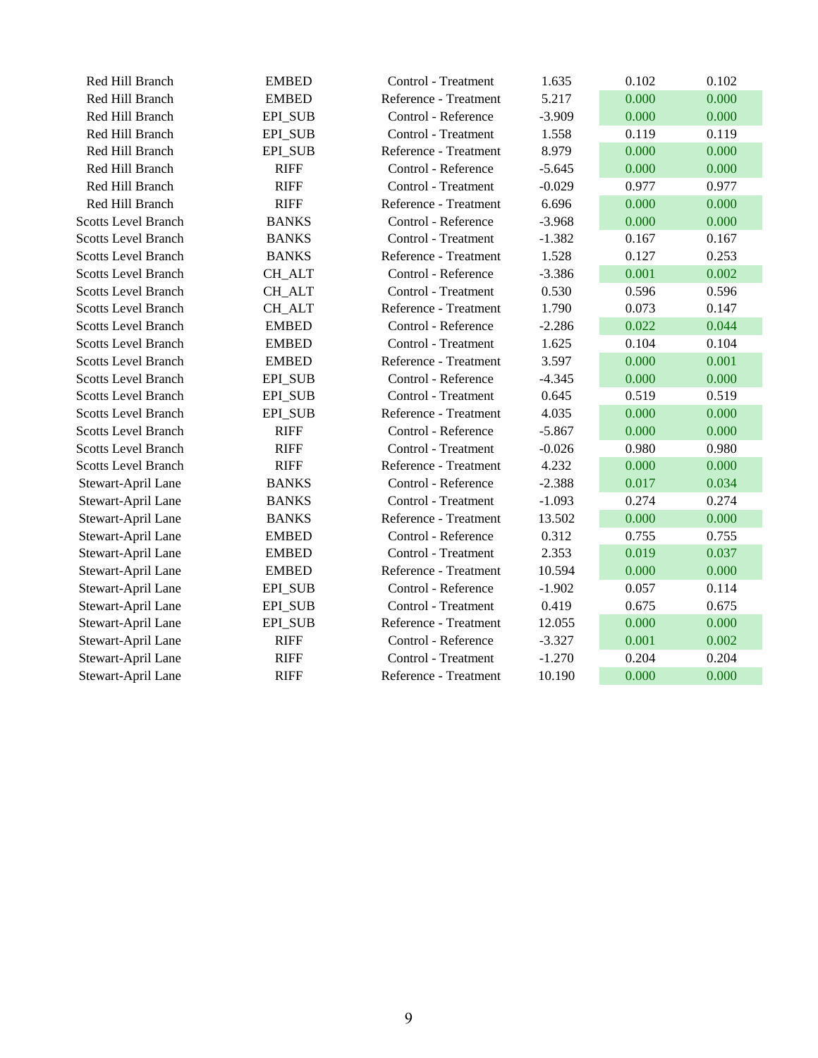| | | | | | |
|---|---|---|---|---|---|
| Red Hill Branch | EMBED | Control - Treatment | 1.635 | 0.102 | 0.102 |
| Red Hill Branch | EMBED | Reference - Treatment | 5.217 | 0.000 | 0.000 |
| Red Hill Branch | EPI_SUB | Control - Reference | -3.909 | 0.000 | 0.000 |
| Red Hill Branch | EPI_SUB | Control - Treatment | 1.558 | 0.119 | 0.119 |
| Red Hill Branch | EPI_SUB | Reference - Treatment | 8.979 | 0.000 | 0.000 |
| Red Hill Branch | RIFF | Control - Reference | -5.645 | 0.000 | 0.000 |
| Red Hill Branch | RIFF | Control - Treatment | -0.029 | 0.977 | 0.977 |
| Red Hill Branch | RIFF | Reference - Treatment | 6.696 | 0.000 | 0.000 |
| Scotts Level Branch | BANKS | Control - Reference | -3.968 | 0.000 | 0.000 |
| Scotts Level Branch | BANKS | Control - Treatment | -1.382 | 0.167 | 0.167 |
| Scotts Level Branch | BANKS | Reference - Treatment | 1.528 | 0.127 | 0.253 |
| Scotts Level Branch | CH_ALT | Control - Reference | -3.386 | 0.001 | 0.002 |
| Scotts Level Branch | CH_ALT | Control - Treatment | 0.530 | 0.596 | 0.596 |
| Scotts Level Branch | CH_ALT | Reference - Treatment | 1.790 | 0.073 | 0.147 |
| Scotts Level Branch | EMBED | Control - Reference | -2.286 | 0.022 | 0.044 |
| Scotts Level Branch | EMBED | Control - Treatment | 1.625 | 0.104 | 0.104 |
| Scotts Level Branch | EMBED | Reference - Treatment | 3.597 | 0.000 | 0.001 |
| Scotts Level Branch | EPI_SUB | Control - Reference | -4.345 | 0.000 | 0.000 |
| Scotts Level Branch | EPI_SUB | Control - Treatment | 0.645 | 0.519 | 0.519 |
| Scotts Level Branch | EPI_SUB | Reference - Treatment | 4.035 | 0.000 | 0.000 |
| Scotts Level Branch | RIFF | Control - Reference | -5.867 | 0.000 | 0.000 |
| Scotts Level Branch | RIFF | Control - Treatment | -0.026 | 0.980 | 0.980 |
| Scotts Level Branch | RIFF | Reference - Treatment | 4.232 | 0.000 | 0.000 |
| Stewart-April Lane | BANKS | Control - Reference | -2.388 | 0.017 | 0.034 |
| Stewart-April Lane | BANKS | Control - Treatment | -1.093 | 0.274 | 0.274 |
| Stewart-April Lane | BANKS | Reference - Treatment | 13.502 | 0.000 | 0.000 |
| Stewart-April Lane | EMBED | Control - Reference | 0.312 | 0.755 | 0.755 |
| Stewart-April Lane | EMBED | Control - Treatment | 2.353 | 0.019 | 0.037 |
| Stewart-April Lane | EMBED | Reference - Treatment | 10.594 | 0.000 | 0.000 |
| Stewart-April Lane | EPI_SUB | Control - Reference | -1.902 | 0.057 | 0.114 |
| Stewart-April Lane | EPI_SUB | Control - Treatment | 0.419 | 0.675 | 0.675 |
| Stewart-April Lane | EPI_SUB | Reference - Treatment | 12.055 | 0.000 | 0.000 |
| Stewart-April Lane | RIFF | Control - Reference | -3.327 | 0.001 | 0.002 |
| Stewart-April Lane | RIFF | Control - Treatment | -1.270 | 0.204 | 0.204 |
| Stewart-April Lane | RIFF | Reference - Treatment | 10.190 | 0.000 | 0.000 |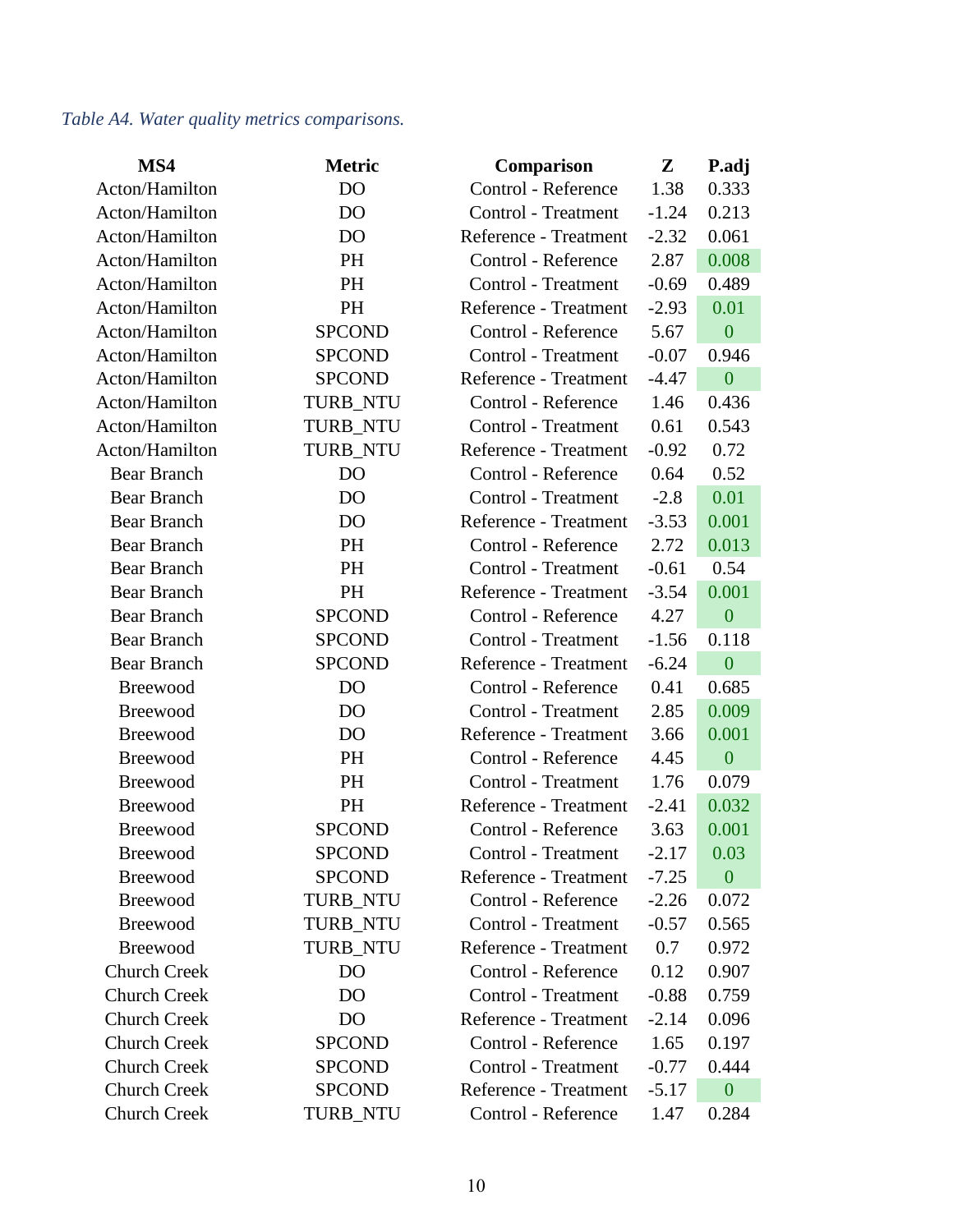*Table A4. Water quality metrics comparisons.*

| MS4 | Metric | Comparison | Z | P.adj |
|---|---|---|---|---|
| Acton/Hamilton | DO | Control - Reference | 1.38 | 0.333 |
| Acton/Hamilton | DO | Control - Treatment | -1.24 | 0.213 |
| Acton/Hamilton | DO | Reference - Treatment | -2.32 | 0.061 |
| Acton/Hamilton | PH | Control - Reference | 2.87 | 0.008 |
| Acton/Hamilton | PH | Control - Treatment | -0.69 | 0.489 |
| Acton/Hamilton | PH | Reference - Treatment | -2.93 | 0.01 |
| Acton/Hamilton | SPCOND | Control - Reference | 5.67 | 0 |
| Acton/Hamilton | SPCOND | Control - Treatment | -0.07 | 0.946 |
| Acton/Hamilton | SPCOND | Reference - Treatment | -4.47 | 0 |
| Acton/Hamilton | TURB_NTU | Control - Reference | 1.46 | 0.436 |
| Acton/Hamilton | TURB_NTU | Control - Treatment | 0.61 | 0.543 |
| Acton/Hamilton | TURB_NTU | Reference - Treatment | -0.92 | 0.72 |
| Bear Branch | DO | Control - Reference | 0.64 | 0.52 |
| Bear Branch | DO | Control - Treatment | -2.8 | 0.01 |
| Bear Branch | DO | Reference - Treatment | -3.53 | 0.001 |
| Bear Branch | PH | Control - Reference | 2.72 | 0.013 |
| Bear Branch | PH | Control - Treatment | -0.61 | 0.54 |
| Bear Branch | PH | Reference - Treatment | -3.54 | 0.001 |
| Bear Branch | SPCOND | Control - Reference | 4.27 | 0 |
| Bear Branch | SPCOND | Control - Treatment | -1.56 | 0.118 |
| Bear Branch | SPCOND | Reference - Treatment | -6.24 | 0 |
| Breewood | DO | Control - Reference | 0.41 | 0.685 |
| Breewood | DO | Control - Treatment | 2.85 | 0.009 |
| Breewood | DO | Reference - Treatment | 3.66 | 0.001 |
| Breewood | PH | Control - Reference | 4.45 | 0 |
| Breewood | PH | Control - Treatment | 1.76 | 0.079 |
| Breewood | PH | Reference - Treatment | -2.41 | 0.032 |
| Breewood | SPCOND | Control - Reference | 3.63 | 0.001 |
| Breewood | SPCOND | Control - Treatment | -2.17 | 0.03 |
| Breewood | SPCOND | Reference - Treatment | -7.25 | 0 |
| Breewood | TURB_NTU | Control - Reference | -2.26 | 0.072 |
| Breewood | TURB_NTU | Control - Treatment | -0.57 | 0.565 |
| Breewood | TURB_NTU | Reference - Treatment | 0.7 | 0.972 |
| Church Creek | DO | Control - Reference | 0.12 | 0.907 |
| Church Creek | DO | Control - Treatment | -0.88 | 0.759 |
| Church Creek | DO | Reference - Treatment | -2.14 | 0.096 |
| Church Creek | SPCOND | Control - Reference | 1.65 | 0.197 |
| Church Creek | SPCOND | Control - Treatment | -0.77 | 0.444 |
| Church Creek | SPCOND | Reference - Treatment | -5.17 | 0 |
| Church Creek | TURB_NTU | Control - Reference | 1.47 | 0.284 |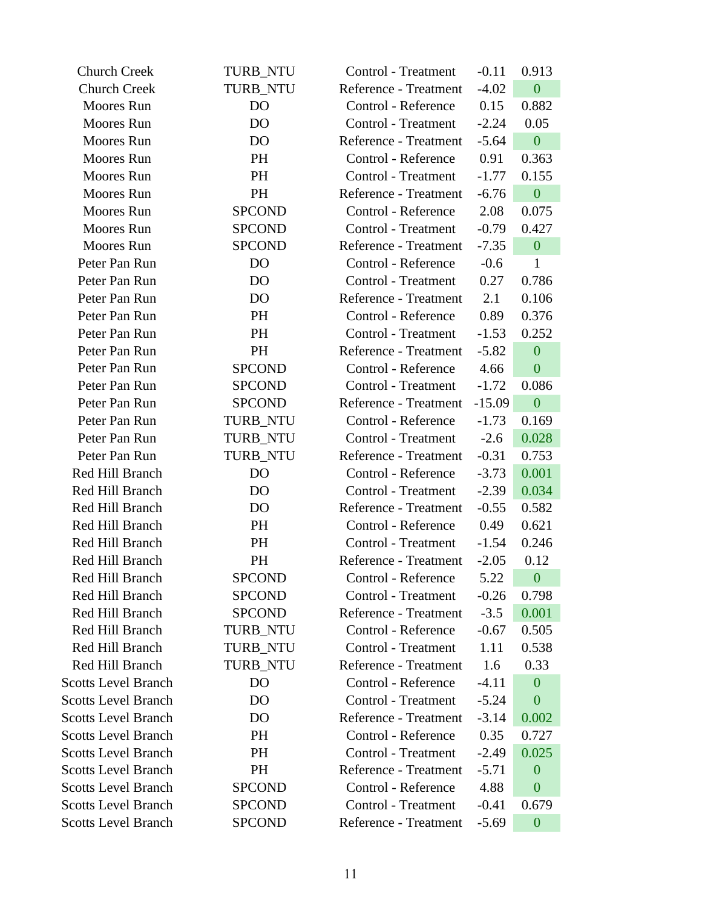| | | | | |
|---|---|---|---|---|
| Church Creek | TURB_NTU | Control - Treatment | -0.11 | 0.913 |
| Church Creek | TURB_NTU | Reference - Treatment | -4.02 | 0 |
| Moores Run | DO | Control - Reference | 0.15 | 0.882 |
| Moores Run | DO | Control - Treatment | -2.24 | 0.05 |
| Moores Run | DO | Reference - Treatment | -5.64 | 0 |
| Moores Run | PH | Control - Reference | 0.91 | 0.363 |
| Moores Run | PH | Control - Treatment | -1.77 | 0.155 |
| Moores Run | PH | Reference - Treatment | -6.76 | 0 |
| Moores Run | SPCOND | Control - Reference | 2.08 | 0.075 |
| Moores Run | SPCOND | Control - Treatment | -0.79 | 0.427 |
| Moores Run | SPCOND | Reference - Treatment | -7.35 | 0 |
| Peter Pan Run | DO | Control - Reference | -0.6 | 1 |
| Peter Pan Run | DO | Control - Treatment | 0.27 | 0.786 |
| Peter Pan Run | DO | Reference - Treatment | 2.1 | 0.106 |
| Peter Pan Run | PH | Control - Reference | 0.89 | 0.376 |
| Peter Pan Run | PH | Control - Treatment | -1.53 | 0.252 |
| Peter Pan Run | PH | Reference - Treatment | -5.82 | 0 |
| Peter Pan Run | SPCOND | Control - Reference | 4.66 | 0 |
| Peter Pan Run | SPCOND | Control - Treatment | -1.72 | 0.086 |
| Peter Pan Run | SPCOND | Reference - Treatment | -15.09 | 0 |
| Peter Pan Run | TURB_NTU | Control - Reference | -1.73 | 0.169 |
| Peter Pan Run | TURB_NTU | Control - Treatment | -2.6 | 0.028 |
| Peter Pan Run | TURB_NTU | Reference - Treatment | -0.31 | 0.753 |
| Red Hill Branch | DO | Control - Reference | -3.73 | 0.001 |
| Red Hill Branch | DO | Control - Treatment | -2.39 | 0.034 |
| Red Hill Branch | DO | Reference - Treatment | -0.55 | 0.582 |
| Red Hill Branch | PH | Control - Reference | 0.49 | 0.621 |
| Red Hill Branch | PH | Control - Treatment | -1.54 | 0.246 |
| Red Hill Branch | PH | Reference - Treatment | -2.05 | 0.12 |
| Red Hill Branch | SPCOND | Control - Reference | 5.22 | 0 |
| Red Hill Branch | SPCOND | Control - Treatment | -0.26 | 0.798 |
| Red Hill Branch | SPCOND | Reference - Treatment | -3.5 | 0.001 |
| Red Hill Branch | TURB_NTU | Control - Reference | -0.67 | 0.505 |
| Red Hill Branch | TURB_NTU | Control - Treatment | 1.11 | 0.538 |
| Red Hill Branch | TURB_NTU | Reference - Treatment | 1.6 | 0.33 |
| Scotts Level Branch | DO | Control - Reference | -4.11 | 0 |
| Scotts Level Branch | DO | Control - Treatment | -5.24 | 0 |
| Scotts Level Branch | DO | Reference - Treatment | -3.14 | 0.002 |
| Scotts Level Branch | PH | Control - Reference | 0.35 | 0.727 |
| Scotts Level Branch | PH | Control - Treatment | -2.49 | 0.025 |
| Scotts Level Branch | PH | Reference - Treatment | -5.71 | 0 |
| Scotts Level Branch | SPCOND | Control - Reference | 4.88 | 0 |
| Scotts Level Branch | SPCOND | Control - Treatment | -0.41 | 0.679 |
| Scotts Level Branch | SPCOND | Reference - Treatment | -5.69 | 0 |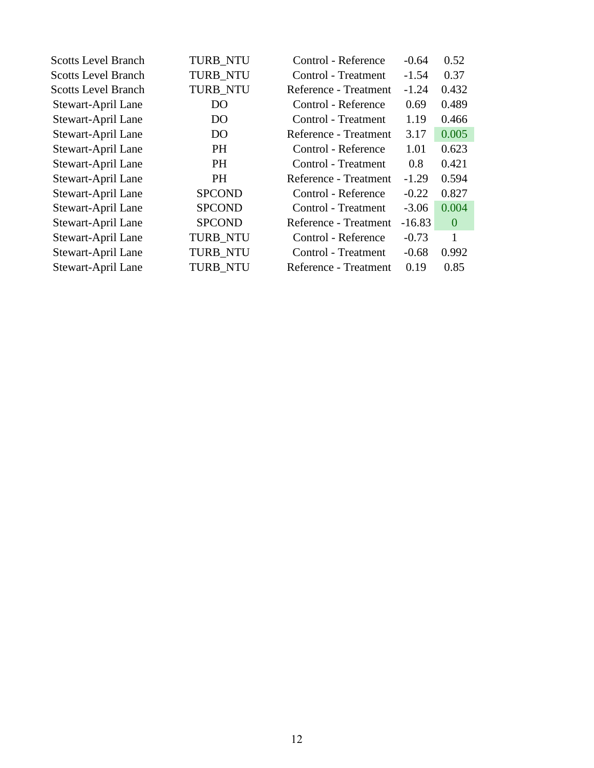| | | | | |
|---|---|---|---|---|
| Scotts Level Branch | TURB_NTU | Control - Reference | -0.64 | 0.52 |
| Scotts Level Branch | TURB_NTU | Control - Treatment | -1.54 | 0.37 |
| Scotts Level Branch | TURB_NTU | Reference - Treatment | -1.24 | 0.432 |
| Stewart-April Lane | DO | Control - Reference | 0.69 | 0.489 |
| Stewart-April Lane | DO | Control - Treatment | 1.19 | 0.466 |
| Stewart-April Lane | DO | Reference - Treatment | 3.17 | 0.005 |
| Stewart-April Lane | PH | Control - Reference | 1.01 | 0.623 |
| Stewart-April Lane | PH | Control - Treatment | 0.8 | 0.421 |
| Stewart-April Lane | PH | Reference - Treatment | -1.29 | 0.594 |
| Stewart-April Lane | SPCOND | Control - Reference | -0.22 | 0.827 |
| Stewart-April Lane | SPCOND | Control - Treatment | -3.06 | 0.004 |
| Stewart-April Lane | SPCOND | Reference - Treatment | -16.83 | 0 |
| Stewart-April Lane | TURB_NTU | Control - Reference | -0.73 | 1 |
| Stewart-April Lane | TURB_NTU | Control - Treatment | -0.68 | 0.992 |
| Stewart-April Lane | TURB_NTU | Reference - Treatment | 0.19 | 0.85 |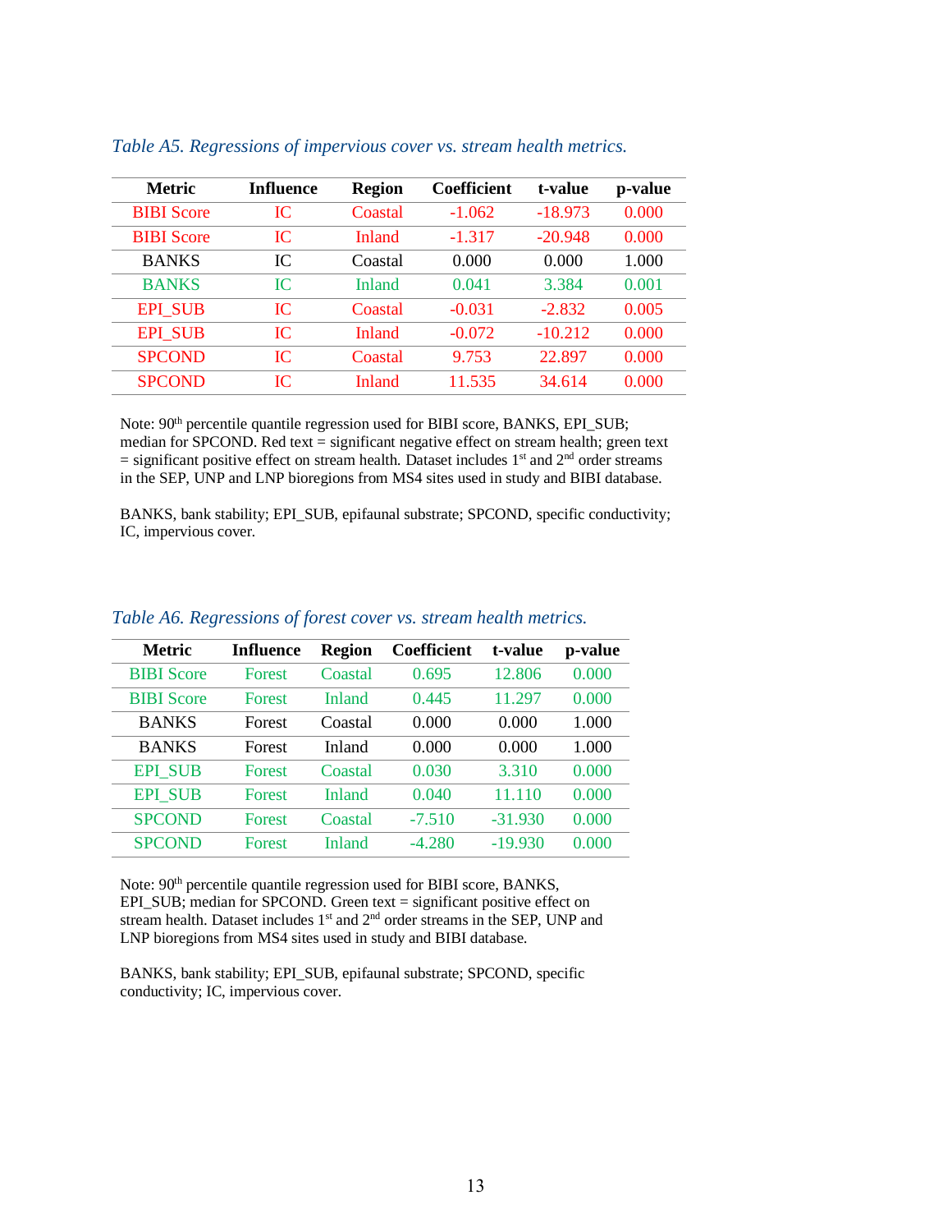*Table A5. Regressions of impervious cover vs. stream health metrics.*

| Metric | Influence | Region | Coefficient | t-value | p-value |
|---|---|---|---|---|---|
| BIBI Score | IC | Coastal | -1.062 | -18.973 | 0.000 |
| BIBI Score | IC | Inland | -1.317 | -20.948 | 0.000 |
| BANKS | IC | Coastal | 0.000 | 0.000 | 1.000 |
| BANKS | IC | Inland | 0.041 | 3.384 | 0.001 |
| EPI_SUB | IC | Coastal | -0.031 | -2.832 | 0.005 |
| EPI_SUB | IC | Inland | -0.072 | -10.212 | 0.000 |
| SPCOND | IC | Coastal | 9.753 | 22.897 | 0.000 |
| SPCOND | IC | Inland | 11.535 | 34.614 | 0.000 |

Note: 90th percentile quantile regression used for BIBI score, BANKS, EPI_SUB; median for SPCOND. Red text = significant negative effect on stream health; green text = significant positive effect on stream health. Dataset includes 1st and 2nd order streams in the SEP, UNP and LNP bioregions from MS4 sites used in study and BIBI database.

BANKS, bank stability; EPI_SUB, epifaunal substrate; SPCOND, specific conductivity; IC, impervious cover.

*Table A6. Regressions of forest cover vs. stream health metrics.*

| Metric | Influence | Region | Coefficient | t-value | p-value |
|---|---|---|---|---|---|
| BIBI Score | Forest | Coastal | 0.695 | 12.806 | 0.000 |
| BIBI Score | Forest | Inland | 0.445 | 11.297 | 0.000 |
| BANKS | Forest | Coastal | 0.000 | 0.000 | 1.000 |
| BANKS | Forest | Inland | 0.000 | 0.000 | 1.000 |
| EPI_SUB | Forest | Coastal | 0.030 | 3.310 | 0.000 |
| EPI_SUB | Forest | Inland | 0.040 | 11.110 | 0.000 |
| SPCOND | Forest | Coastal | -7.510 | -31.930 | 0.000 |
| SPCOND | Forest | Inland | -4.280 | -19.930 | 0.000 |

Note: 90th percentile quantile regression used for BIBI score, BANKS, EPI_SUB; median for SPCOND. Green text = significant positive effect on stream health. Dataset includes 1st and 2nd order streams in the SEP, UNP and LNP bioregions from MS4 sites used in study and BIBI database.

BANKS, bank stability; EPI_SUB, epifaunal substrate; SPCOND, specific conductivity; IC, impervious cover.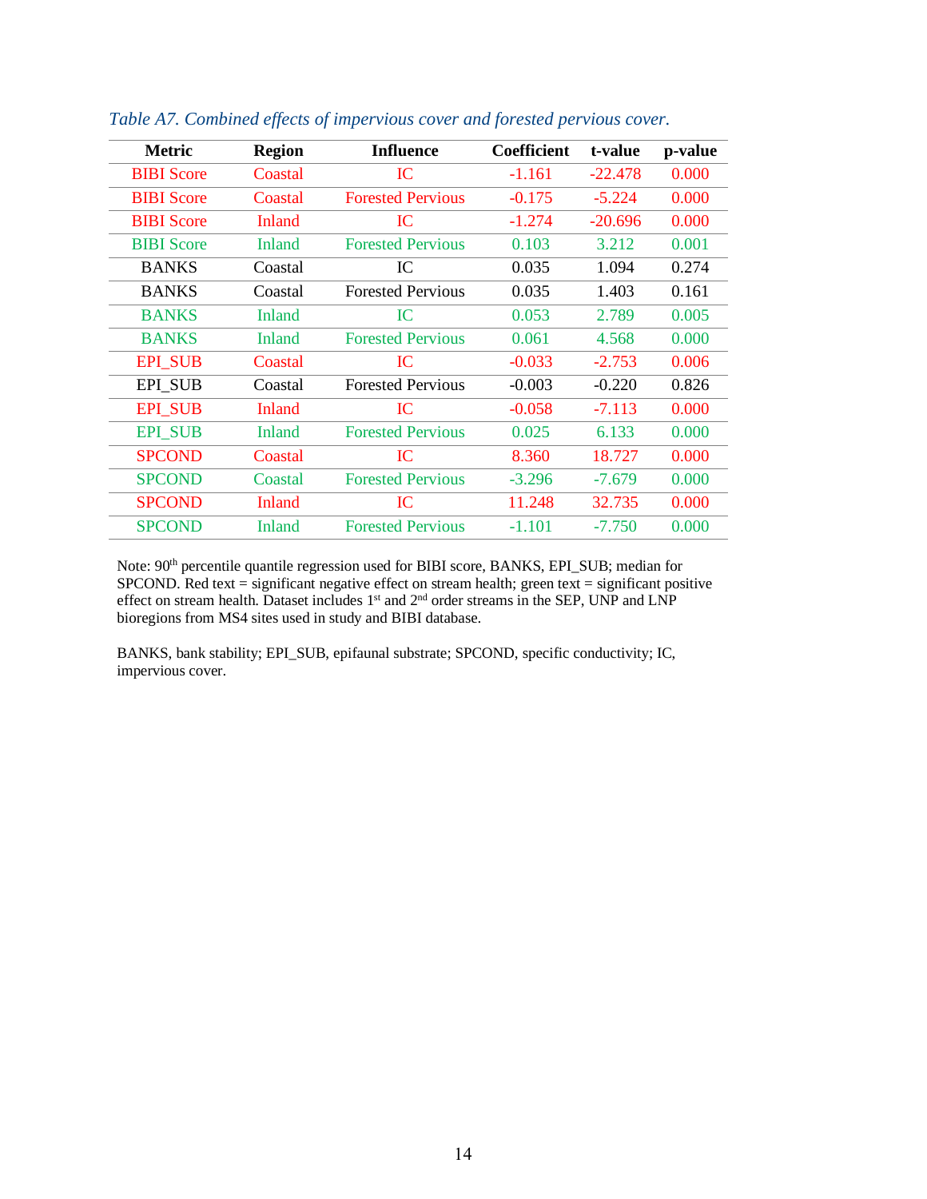*Table A7. Combined effects of impervious cover and forested pervious cover.*

| Metric | Region | Influence | Coefficient | t-value | p-value |
|---|---|---|---|---|---|
| BIBI Score | Coastal | IC | -1.161 | -22.478 | 0.000 |
| BIBI Score | Coastal | Forested Pervious | -0.175 | -5.224 | 0.000 |
| BIBI Score | Inland | IC | -1.274 | -20.696 | 0.000 |
| BIBI Score | Inland | Forested Pervious | 0.103 | 3.212 | 0.001 |
| BANKS | Coastal | IC | 0.035 | 1.094 | 0.274 |
| BANKS | Coastal | Forested Pervious | 0.035 | 1.403 | 0.161 |
| BANKS | Inland | IC | 0.053 | 2.789 | 0.005 |
| BANKS | Inland | Forested Pervious | 0.061 | 4.568 | 0.000 |
| EPI_SUB | Coastal | IC | -0.033 | -2.753 | 0.006 |
| EPI_SUB | Coastal | Forested Pervious | -0.003 | -0.220 | 0.826 |
| EPI_SUB | Inland | IC | -0.058 | -7.113 | 0.000 |
| EPI_SUB | Inland | Forested Pervious | 0.025 | 6.133 | 0.000 |
| SPCOND | Coastal | IC | 8.360 | 18.727 | 0.000 |
| SPCOND | Coastal | Forested Pervious | -3.296 | -7.679 | 0.000 |
| SPCOND | Inland | IC | 11.248 | 32.735 | 0.000 |
| SPCOND | Inland | Forested Pervious | -1.101 | -7.750 | 0.000 |

Note: 90th percentile quantile regression used for BIBI score, BANKS, EPI_SUB; median for SPCOND. Red text = significant negative effect on stream health; green text = significant positive effect on stream health. Dataset includes 1st and 2nd order streams in the SEP, UNP and LNP bioregions from MS4 sites used in study and BIBI database.

BANKS, bank stability; EPI_SUB, epifaunal substrate; SPCOND, specific conductivity; IC, impervious cover.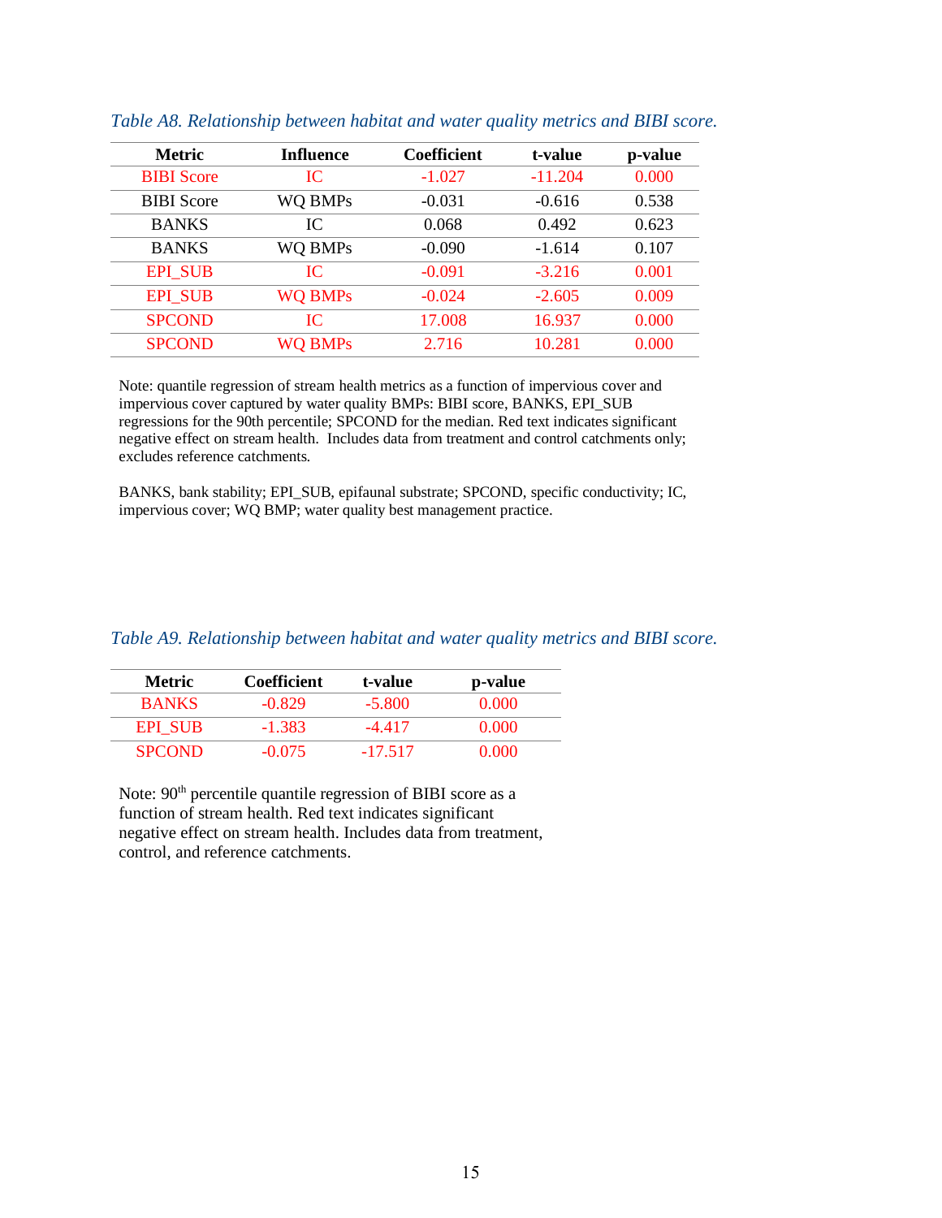*Table A8. Relationship between habitat and water quality metrics and BIBI score.*

| Metric | Influence | Coefficient | t-value | p-value |
|---|---|---|---|---|
| BIBI Score | IC | -1.027 | -11.204 | 0.000 |
| BIBI Score | WQ BMPs | -0.031 | -0.616 | 0.538 |
| BANKS | IC | 0.068 | 0.492 | 0.623 |
| BANKS | WQ BMPs | -0.090 | -1.614 | 0.107 |
| EPI_SUB | IC | -0.091 | -3.216 | 0.001 |
| EPI_SUB | WQ BMPs | -0.024 | -2.605 | 0.009 |
| SPCOND | IC | 17.008 | 16.937 | 0.000 |
| SPCOND | WQ BMPs | 2.716 | 10.281 | 0.000 |

Note: quantile regression of stream health metrics as a function of impervious cover and impervious cover captured by water quality BMPs: BIBI score, BANKS, EPI_SUB regressions for the 90th percentile; SPCOND for the median. Red text indicates significant negative effect on stream health. Includes data from treatment and control catchments only; excludes reference catchments.

BANKS, bank stability; EPI_SUB, epifaunal substrate; SPCOND, specific conductivity; IC, impervious cover; WQ BMP; water quality best management practice.

*Table A9. Relationship between habitat and water quality metrics and BIBI score.*

| Metric | Coefficient | t-value | p-value |
|---|---|---|---|
| BANKS | -0.829 | -5.800 | 0.000 |
| EPI_SUB | -1.383 | -4.417 | 0.000 |
| SPCOND | -0.075 | -17.517 | 0.000 |

Note: $90^{th}$ percentile quantile regression of BIBI score as a function of stream health. Red text indicates significant negative effect on stream health. Includes data from treatment, control, and reference catchments.